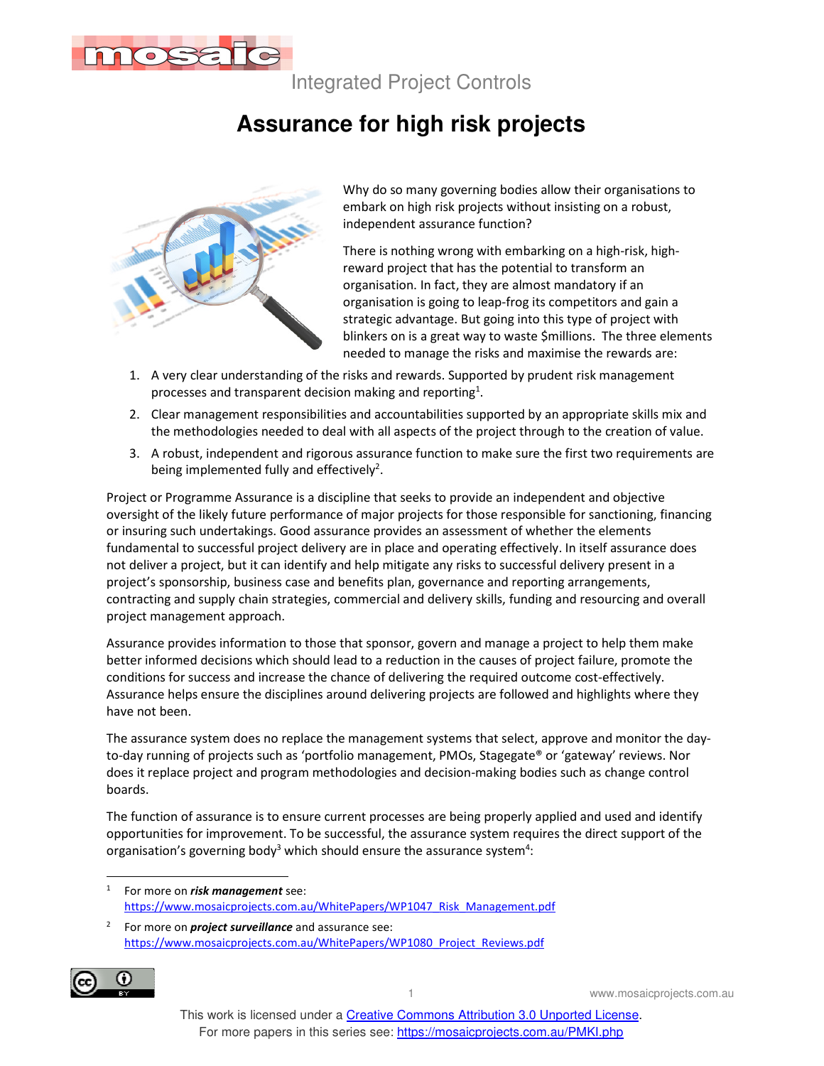Integrated Project Controls

# Assurance for high risk projects

Why do so many governing bodies allow their organisations to embark on high risk projects without insisting on a robust, independent assurance function?

There is nothing wrong with embarking on a high-risk, high-reward project that has the potential to transform an organisation. In fact, they are almost mandatory if an organisation is going to leap-frog its competitors and gain a strategic advantage. But going into this type of project with blinkers on is a great way to waste $millions. The three elements needed to manage the risks and maximise the rewards are:

1. A very clear understanding of the risks and rewards. Supported by prudent risk management processes and transparent decision making and reporting[1].
2. Clear management responsibilities and accountabilities supported by an appropriate skills mix and the methodologies needed to deal with all aspects of the project through to the creation of value.
3. A robust, independent and rigorous assurance function to make sure the first two requirements are being implemented fully and effectively[2].

Project or Programme Assurance is a discipline that seeks to provide an independent and objective oversight of the likely future performance of major projects for those responsible for sanctioning, financing or insuring such undertakings. Good assurance provides an assessment of whether the elements fundamental to successful project delivery are in place and operating effectively. In itself assurance does not deliver a project, but it can identify and help mitigate any risks to successful delivery present in a project's sponsorship, business case and benefits plan, governance and reporting arrangements, contracting and supply chain strategies, commercial and delivery skills, funding and resourcing and overall project management approach.

Assurance provides information to those that sponsor, govern and manage a project to help them make better informed decisions which should lead to a reduction in the causes of project failure, promote the conditions for success and increase the chance of delivering the required outcome cost-effectively. Assurance helps ensure the disciplines around delivering projects are followed and highlights where they have not been.

The assurance system does no replace the management systems that select, approve and monitor the day-to-day running of projects such as 'portfolio management, PMOs, Stagegate® or 'gateway' reviews. Nor does it replace project and program methodologies and decision-making bodies such as change control boards.

The function of assurance is to ensure current processes are being properly applied and used and identify opportunities for improvement. To be successful, the assurance system requires the direct support of the organisation's governing body[3] which should ensure the assurance system[4]:

[1] For more on ***risk management*** see: https://www.mosaicprojects.com.au/WhitePapers/WP1047_Risk_Management.pdf

[2] For more on ***project surveillance*** and assurance see: https://www.mosaicprojects.com.au/WhitePapers/WP1080_Project_Reviews.pdf

This work is licensed under a Creative Commons Attribution 3.0 Unported License.
For more papers in this series see: https://mosaicprojects.com.au/PMKI.php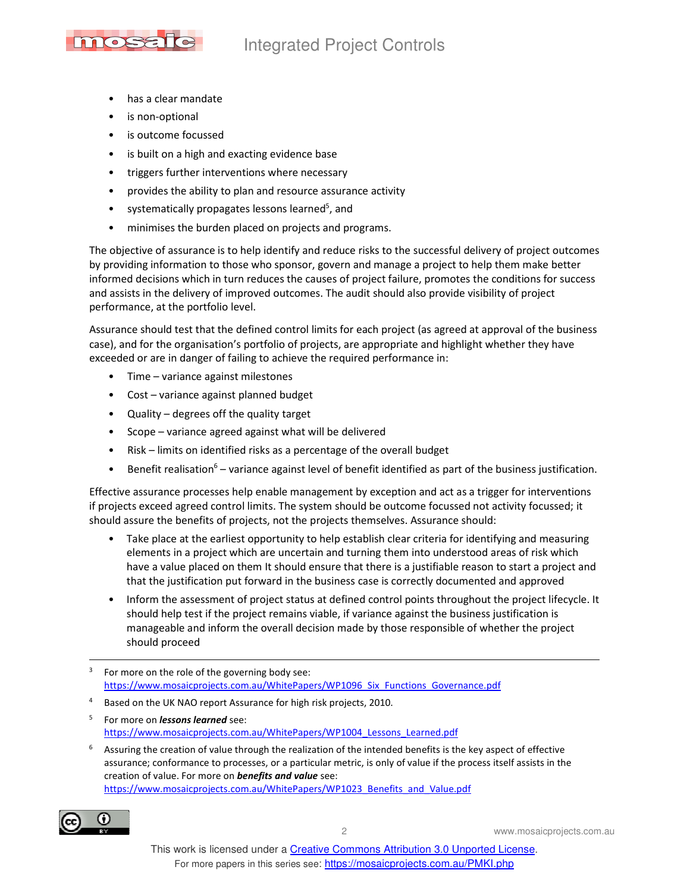- has a clear mandate
- is non-optional
- is outcome focussed
- is built on a high and exacting evidence base
- triggers further interventions where necessary
- provides the ability to plan and resource assurance activity
- systematically propagates lessons learned[5], and
- minimises the burden placed on projects and programs.

The objective of assurance is to help identify and reduce risks to the successful delivery of project outcomes by providing information to those who sponsor, govern and manage a project to help them make better informed decisions which in turn reduces the causes of project failure, promotes the conditions for success and assists in the delivery of improved outcomes. The audit should also provide visibility of project performance, at the portfolio level.

Assurance should test that the defined control limits for each project (as agreed at approval of the business case), and for the organisation's portfolio of projects, are appropriate and highlight whether they have exceeded or are in danger of failing to achieve the required performance in:

- Time – variance against milestones
- Cost – variance against planned budget
- Quality – degrees off the quality target
- Scope – variance agreed against what will be delivered
- Risk – limits on identified risks as a percentage of the overall budget
- Benefit realisation[6] – variance against level of benefit identified as part of the business justification.

Effective assurance processes help enable management by exception and act as a trigger for interventions if projects exceed agreed control limits. The system should be outcome focussed not activity focussed; it should assure the benefits of projects, not the projects themselves. Assurance should:

- Take place at the earliest opportunity to help establish clear criteria for identifying and measuring elements in a project which are uncertain and turning them into understood areas of risk which have a value placed on them It should ensure that there is a justifiable reason to start a project and that the justification put forward in the business case is correctly documented and approved
- Inform the assessment of project status at defined control points throughout the project lifecycle. It should help test if the project remains viable, if variance against the business justification is manageable and inform the overall decision made by those responsible of whether the project should proceed

---

[3] For more on the role of the governing body see: https://www.mosaicprojects.com.au/WhitePapers/WP1096_Six_Functions_Governance.pdf

[4] Based on the UK NAO report Assurance for high risk projects, 2010.

[5] For more on ***lessons learned*** see: https://www.mosaicprojects.com.au/WhitePapers/WP1004_Lessons_Learned.pdf

[6] Assuring the creation of value through the realization of the intended benefits is the key aspect of effective assurance; conformance to processes, or a particular metric, is only of value if the process itself assists in the creation of value. For more on ***benefits and value*** see: https://www.mosaicprojects.com.au/WhitePapers/WP1023_Benefits_and_Value.pdf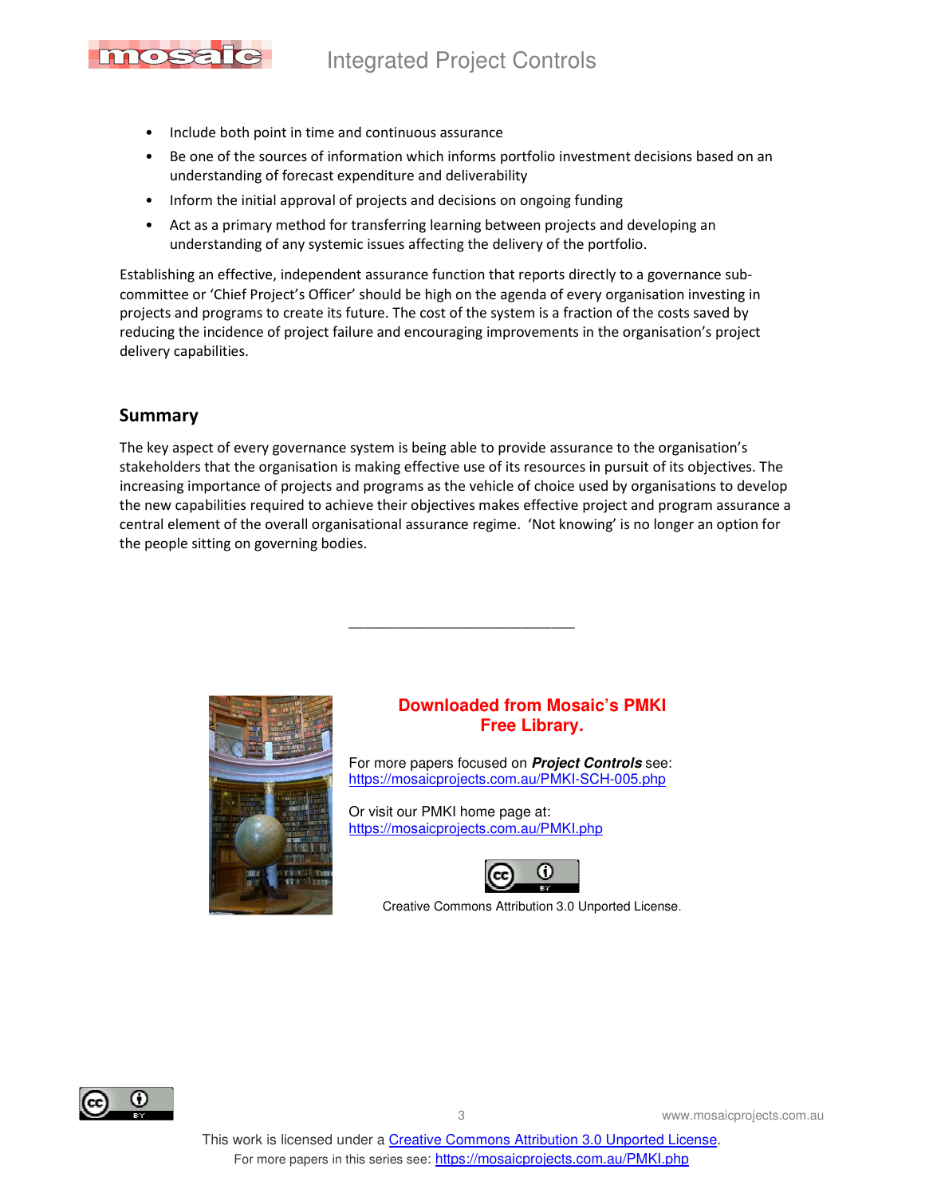- Include both point in time and continuous assurance
- Be one of the sources of information which informs portfolio investment decisions based on an understanding of forecast expenditure and deliverability
- Inform the initial approval of projects and decisions on ongoing funding
- Act as a primary method for transferring learning between projects and developing an understanding of any systemic issues affecting the delivery of the portfolio.

Establishing an effective, independent assurance function that reports directly to a governance sub-committee or 'Chief Project's Officer' should be high on the agenda of every organisation investing in projects and programs to create its future. The cost of the system is a fraction of the costs saved by reducing the incidence of project failure and encouraging improvements in the organisation's project delivery capabilities.

## Summary

The key aspect of every governance system is being able to provide assurance to the organisation's stakeholders that the organisation is making effective use of its resources in pursuit of its objectives. The increasing importance of projects and programs as the vehicle of choice used by organisations to develop the new capabilities required to achieve their objectives makes effective project and program assurance a central element of the overall organisational assurance regime. 'Not knowing' is no longer an option for the people sitting on governing bodies.

\_\_\_\_\_\_\_\_\_\_\_\_\_\_\_\_\_\_\_\_\_\_\_\_\_\_\_\_\_

**Downloaded from Mosaic's PMKI Free Library.**

For more papers focused on ***Project Controls*** see:
https://mosaicprojects.com.au/PMKI-SCH-005.php

Or visit our PMKI home page at:
https://mosaicprojects.com.au/PMKI.php

Creative Commons Attribution 3.0 Unported License.

This work is licensed under a Creative Commons Attribution 3.0 Unported License.
For more papers in this series see: https://mosaicprojects.com.au/PMKI.php